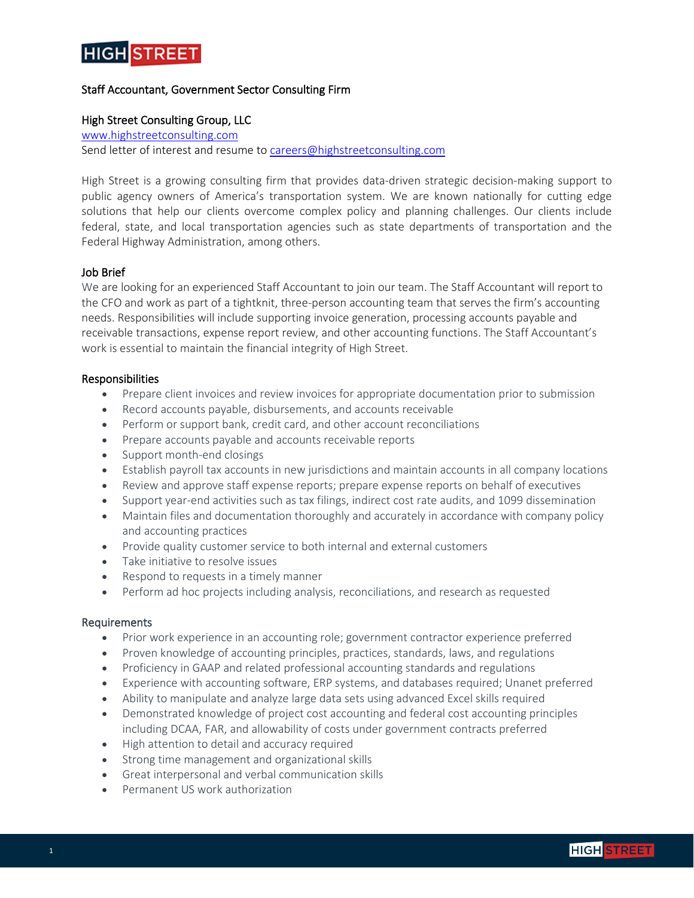HIGH STREET

## Staff Accountant, Government Sector Consulting Firm

### High Street Consulting Group, LLC

www.highstreetconsulting.com
Send letter of interest and resume to careers@highstreetconsulting.com

High Street is a growing consulting firm that provides data-driven strategic decision-making support to public agency owners of America's transportation system. We are known nationally for cutting edge solutions that help our clients overcome complex policy and planning challenges. Our clients include federal, state, and local transportation agencies such as state departments of transportation and the Federal Highway Administration, among others.

### Job Brief

We are looking for an experienced Staff Accountant to join our team. The Staff Accountant will report to the CFO and work as part of a tightknit, three-person accounting team that serves the firm's accounting needs. Responsibilities will include supporting invoice generation, processing accounts payable and receivable transactions, expense report review, and other accounting functions. The Staff Accountant's work is essential to maintain the financial integrity of High Street.

### Responsibilities

- Prepare client invoices and review invoices for appropriate documentation prior to submission
- Record accounts payable, disbursements, and accounts receivable
- Perform or support bank, credit card, and other account reconciliations
- Prepare accounts payable and accounts receivable reports
- Support month-end closings
- Establish payroll tax accounts in new jurisdictions and maintain accounts in all company locations
- Review and approve staff expense reports; prepare expense reports on behalf of executives
- Support year-end activities such as tax filings, indirect cost rate audits, and 1099 dissemination
- Maintain files and documentation thoroughly and accurately in accordance with company policy and accounting practices
- Provide quality customer service to both internal and external customers
- Take initiative to resolve issues
- Respond to requests in a timely manner
- Perform ad hoc projects including analysis, reconciliations, and research as requested

### Requirements

- Prior work experience in an accounting role; government contractor experience preferred
- Proven knowledge of accounting principles, practices, standards, laws, and regulations
- Proficiency in GAAP and related professional accounting standards and regulations
- Experience with accounting software, ERP systems, and databases required; Unanet preferred
- Ability to manipulate and analyze large data sets using advanced Excel skills required
- Demonstrated knowledge of project cost accounting and federal cost accounting principles including DCAA, FAR, and allowability of costs under government contracts preferred
- High attention to detail and accuracy required
- Strong time management and organizational skills
- Great interpersonal and verbal communication skills
- Permanent US work authorization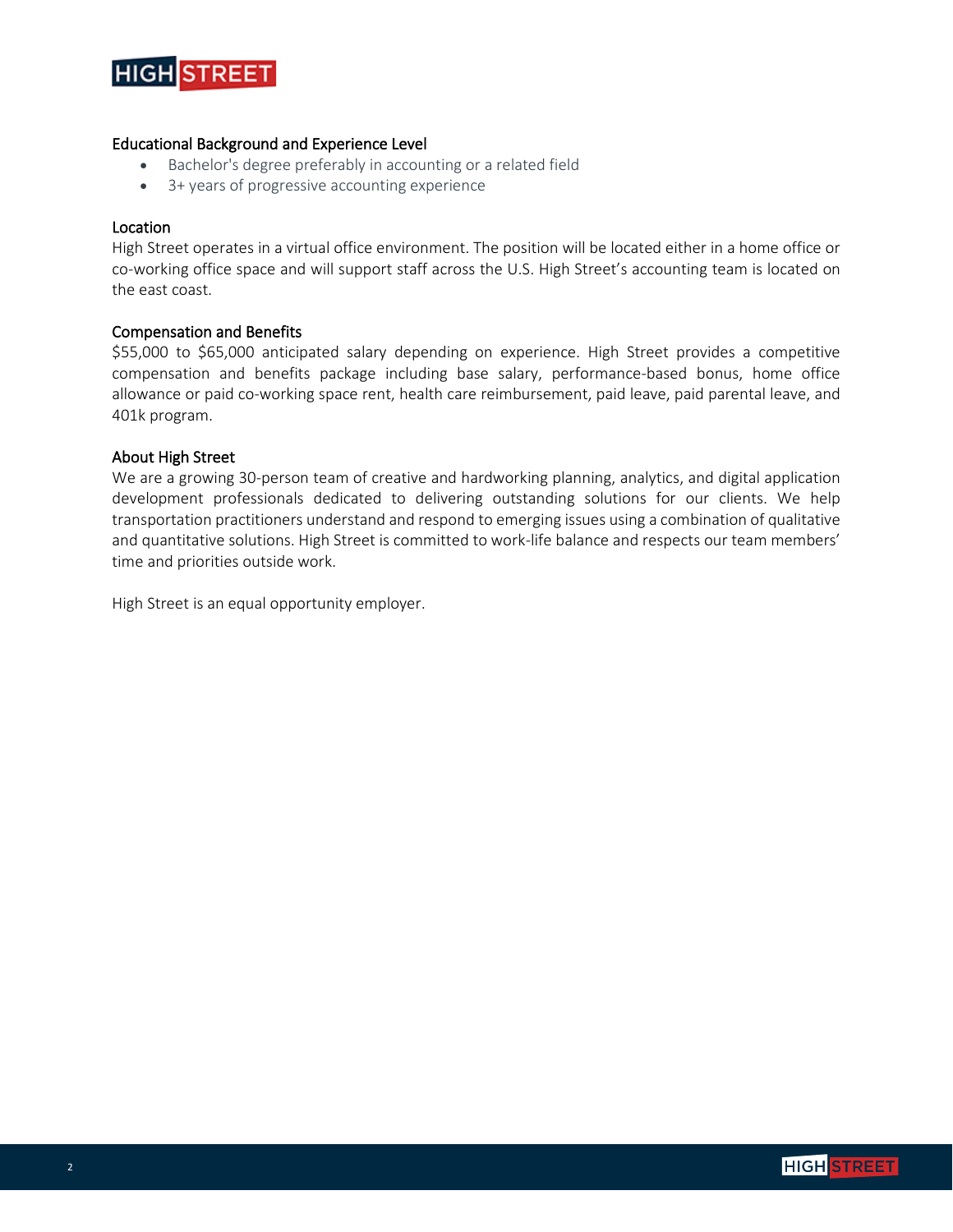### Educational Background and Experience Level

- Bachelor's degree preferably in accounting or a related field
- 3+ years of progressive accounting experience

### Location

High Street operates in a virtual office environment. The position will be located either in a home office or co-working office space and will support staff across the U.S. High Street's accounting team is located on the east coast.

### Compensation and Benefits

$55,000 to $65,000 anticipated salary depending on experience. High Street provides a competitive compensation and benefits package including base salary, performance-based bonus, home office allowance or paid co-working space rent, health care reimbursement, paid leave, paid parental leave, and 401k program.

### About High Street

We are a growing 30-person team of creative and hardworking planning, analytics, and digital application development professionals dedicated to delivering outstanding solutions for our clients. We help transportation practitioners understand and respond to emerging issues using a combination of qualitative and quantitative solutions. High Street is committed to work-life balance and respects our team members' time and priorities outside work.

High Street is an equal opportunity employer.